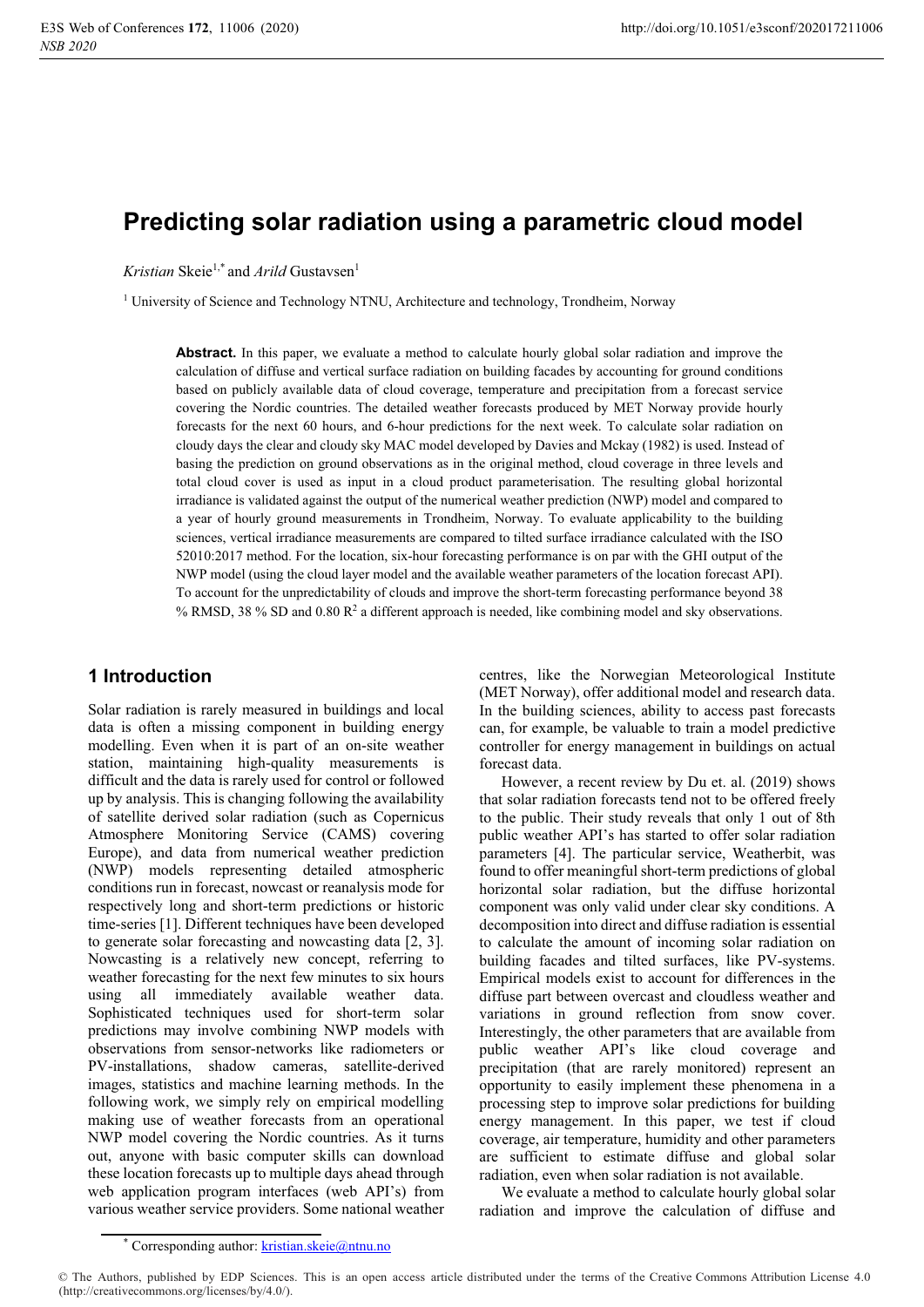# Predicting solar radiation using a parametric cloud model

*Kristian* Skeie[1,*] and *Arild* Gustavsen[1]

[1] University of Science and Technology NTNU, Architecture and technology, Trondheim, Norway

**Abstract.** In this paper, we evaluate a method to calculate hourly global solar radiation and improve the calculation of diffuse and vertical surface radiation on building facades by accounting for ground conditions based on publicly available data of cloud coverage, temperature and precipitation from a forecast service covering the Nordic countries. The detailed weather forecasts produced by MET Norway provide hourly forecasts for the next 60 hours, and 6-hour predictions for the next week. To calculate solar radiation on cloudy days the clear and cloudy sky MAC model developed by Davies and Mckay (1982) is used. Instead of basing the prediction on ground observations as in the original method, cloud coverage in three levels and total cloud cover is used as input in a cloud product parameterisation. The resulting global horizontal irradiance is validated against the output of the numerical weather prediction (NWP) model and compared to a year of hourly ground measurements in Trondheim, Norway. To evaluate applicability to the building sciences, vertical irradiance measurements are compared to tilted surface irradiance calculated with the ISO 52010:2017 method. For the location, six-hour forecasting performance is on par with the GHI output of the NWP model (using the cloud layer model and the available weather parameters of the location forecast API). To account for the unpredictability of clouds and improve the short-term forecasting performance beyond 38 % RMSD, 38 % SD and 0.80 $R^2$ a different approach is needed, like combining model and sky observations.

## 1 Introduction

Solar radiation is rarely measured in buildings and local data is often a missing component in building energy modelling. Even when it is part of an on-site weather station, maintaining high-quality measurements is difficult and the data is rarely used for control or followed up by analysis. This is changing following the availability of satellite derived solar radiation (such as Copernicus Atmosphere Monitoring Service (CAMS) covering Europe), and data from numerical weather prediction (NWP) models representing detailed atmospheric conditions run in forecast, nowcast or reanalysis mode for respectively long and short-term predictions or historic time-series [1]. Different techniques have been developed to generate solar forecasting and nowcasting data [2, 3]. Nowcasting is a relatively new concept, referring to weather forecasting for the next few minutes to six hours using all immediately available weather data. Sophisticated techniques used for short-term solar predictions may involve combining NWP models with observations from sensor-networks like radiometers or PV-installations, shadow cameras, satellite-derived images, statistics and machine learning methods. In the following work, we simply rely on empirical modelling making use of weather forecasts from an operational NWP model covering the Nordic countries. As it turns out, anyone with basic computer skills can download these location forecasts up to multiple days ahead through web application program interfaces (web API's) from various weather service providers. Some national weather centres, like the Norwegian Meteorological Institute (MET Norway), offer additional model and research data. In the building sciences, ability to access past forecasts can, for example, be valuable to train a model predictive controller for energy management in buildings on actual forecast data.

However, a recent review by Du et. al. (2019) shows that solar radiation forecasts tend not to be offered freely to the public. Their study reveals that only 1 out of 8th public weather API's has started to offer solar radiation parameters [4]. The particular service, Weatherbit, was found to offer meaningful short-term predictions of global horizontal solar radiation, but the diffuse horizontal component was only valid under clear sky conditions. A decomposition into direct and diffuse radiation is essential to calculate the amount of incoming solar radiation on building facades and tilted surfaces, like PV-systems. Empirical models exist to account for differences in the diffuse part between overcast and cloudless weather and variations in ground reflection from snow cover. Interestingly, the other parameters that are available from public weather API's like cloud coverage and precipitation (that are rarely monitored) represent an opportunity to easily implement these phenomena in a processing step to improve solar predictions for building energy management. In this paper, we test if cloud coverage, air temperature, humidity and other parameters are sufficient to estimate diffuse and global solar radiation, even when solar radiation is not available.

We evaluate a method to calculate hourly global solar radiation and improve the calculation of diffuse and

* Corresponding author: kristian.skeie@ntnu.no

© The Authors, published by EDP Sciences. This is an open access article distributed under the terms of the Creative Commons Attribution License 4.0 (http://creativecommons.org/licenses/by/4.0/).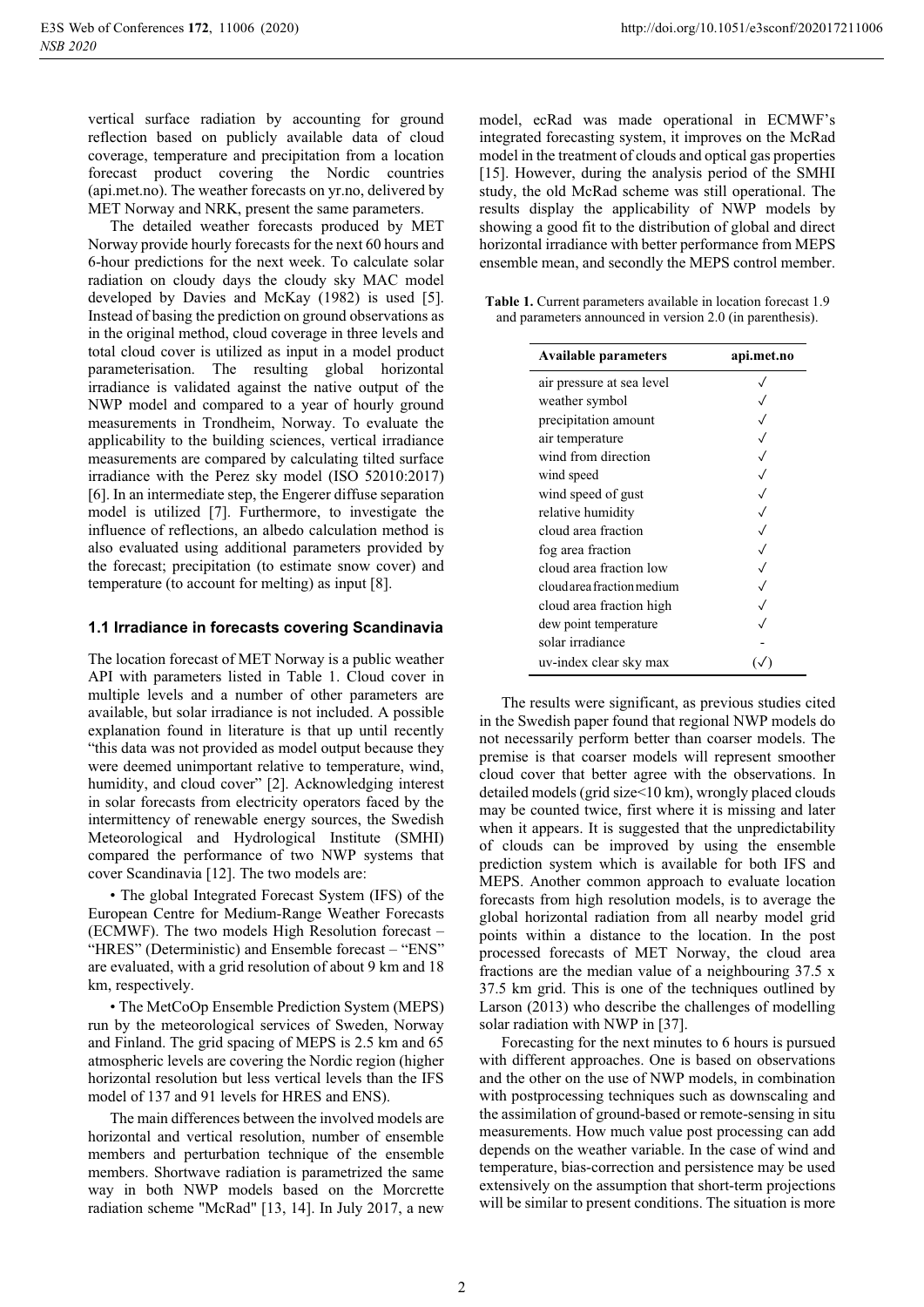vertical surface radiation by accounting for ground reflection based on publicly available data of cloud coverage, temperature and precipitation from a location forecast product covering the Nordic countries (api.met.no). The weather forecasts on yr.no, delivered by MET Norway and NRK, present the same parameters.

The detailed weather forecasts produced by MET Norway provide hourly forecasts for the next 60 hours and 6-hour predictions for the next week. To calculate solar radiation on cloudy days the cloudy sky MAC model developed by Davies and McKay (1982) is used [5]. Instead of basing the prediction on ground observations as in the original method, cloud coverage in three levels and total cloud cover is utilized as input in a model product parameterisation. The resulting global horizontal irradiance is validated against the native output of the NWP model and compared to a year of hourly ground measurements in Trondheim, Norway. To evaluate the applicability to the building sciences, vertical irradiance measurements are compared by calculating tilted surface irradiance with the Perez sky model (ISO 52010:2017) [6]. In an intermediate step, the Engerer diffuse separation model is utilized [7]. Furthermore, to investigate the influence of reflections, an albedo calculation method is also evaluated using additional parameters provided by the forecast; precipitation (to estimate snow cover) and temperature (to account for melting) as input [8].

### 1.1 Irradiance in forecasts covering Scandinavia

The location forecast of MET Norway is a public weather API with parameters listed in Table 1. Cloud cover in multiple levels and a number of other parameters are available, but solar irradiance is not included. A possible explanation found in literature is that up until recently "this data was not provided as model output because they were deemed unimportant relative to temperature, wind, humidity, and cloud cover" [2]. Acknowledging interest in solar forecasts from electricity operators faced by the intermittency of renewable energy sources, the Swedish Meteorological and Hydrological Institute (SMHI) compared the performance of two NWP systems that cover Scandinavia [12]. The two models are:

- The global Integrated Forecast System (IFS) of the European Centre for Medium-Range Weather Forecasts (ECMWF). The two models High Resolution forecast – "HRES" (Deterministic) and Ensemble forecast – "ENS" are evaluated, with a grid resolution of about 9 km and 18 km, respectively.
- The MetCoOp Ensemble Prediction System (MEPS) run by the meteorological services of Sweden, Norway and Finland. The grid spacing of MEPS is 2.5 km and 65 atmospheric levels are covering the Nordic region (higher horizontal resolution but less vertical levels than the IFS model of 137 and 91 levels for HRES and ENS).

The main differences between the involved models are horizontal and vertical resolution, number of ensemble members and perturbation technique of the ensemble members. Shortwave radiation is parametrized the same way in both NWP models based on the Morcrette radiation scheme "McRad" [13, 14]. In July 2017, a new model, ecRad was made operational in ECMWF's integrated forecasting system, it improves on the McRad model in the treatment of clouds and optical gas properties [15]. However, during the analysis period of the SMHI study, the old McRad scheme was still operational. The results display the applicability of NWP models by showing a good fit to the distribution of global and direct horizontal irradiance with better performance from MEPS ensemble mean, and secondly the MEPS control member.

**Table 1.** Current parameters available in location forecast 1.9 and parameters announced in version 2.0 (in parenthesis).

| Available parameters | api.met.no |
|---|---|
| air pressure at sea level | ✓ |
| weather symbol | ✓ |
| precipitation amount | ✓ |
| air temperature | ✓ |
| wind from direction | ✓ |
| wind speed | ✓ |
| wind speed of gust | ✓ |
| relative humidity | ✓ |
| cloud area fraction | ✓ |
| fog area fraction | ✓ |
| cloud area fraction low | ✓ |
| cloud area fraction medium | ✓ |
| cloud area fraction high | ✓ |
| dew point temperature | ✓ |
| solar irradiance | - |
| uv-index clear sky max | (✓) |

The results were significant, as previous studies cited in the Swedish paper found that regional NWP models do not necessarily perform better than coarser models. The premise is that coarser models will represent smoother cloud cover that better agree with the observations. In detailed models (grid size<10 km), wrongly placed clouds may be counted twice, first where it is missing and later when it appears. It is suggested that the unpredictability of clouds can be improved by using the ensemble prediction system which is available for both IFS and MEPS. Another common approach to evaluate location forecasts from high resolution models, is to average the global horizontal radiation from all nearby model grid points within a distance to the location. In the post processed forecasts of MET Norway, the cloud area fractions are the median value of a neighbouring 37.5 x 37.5 km grid. This is one of the techniques outlined by Larson (2013) who describe the challenges of modelling solar radiation with NWP in [37].

Forecasting for the next minutes to 6 hours is pursued with different approaches. One is based on observations and the other on the use of NWP models, in combination with postprocessing techniques such as downscaling and the assimilation of ground-based or remote-sensing in situ measurements. How much value post processing can add depends on the weather variable. In the case of wind and temperature, bias-correction and persistence may be used extensively on the assumption that short-term projections will be similar to present conditions. The situation is more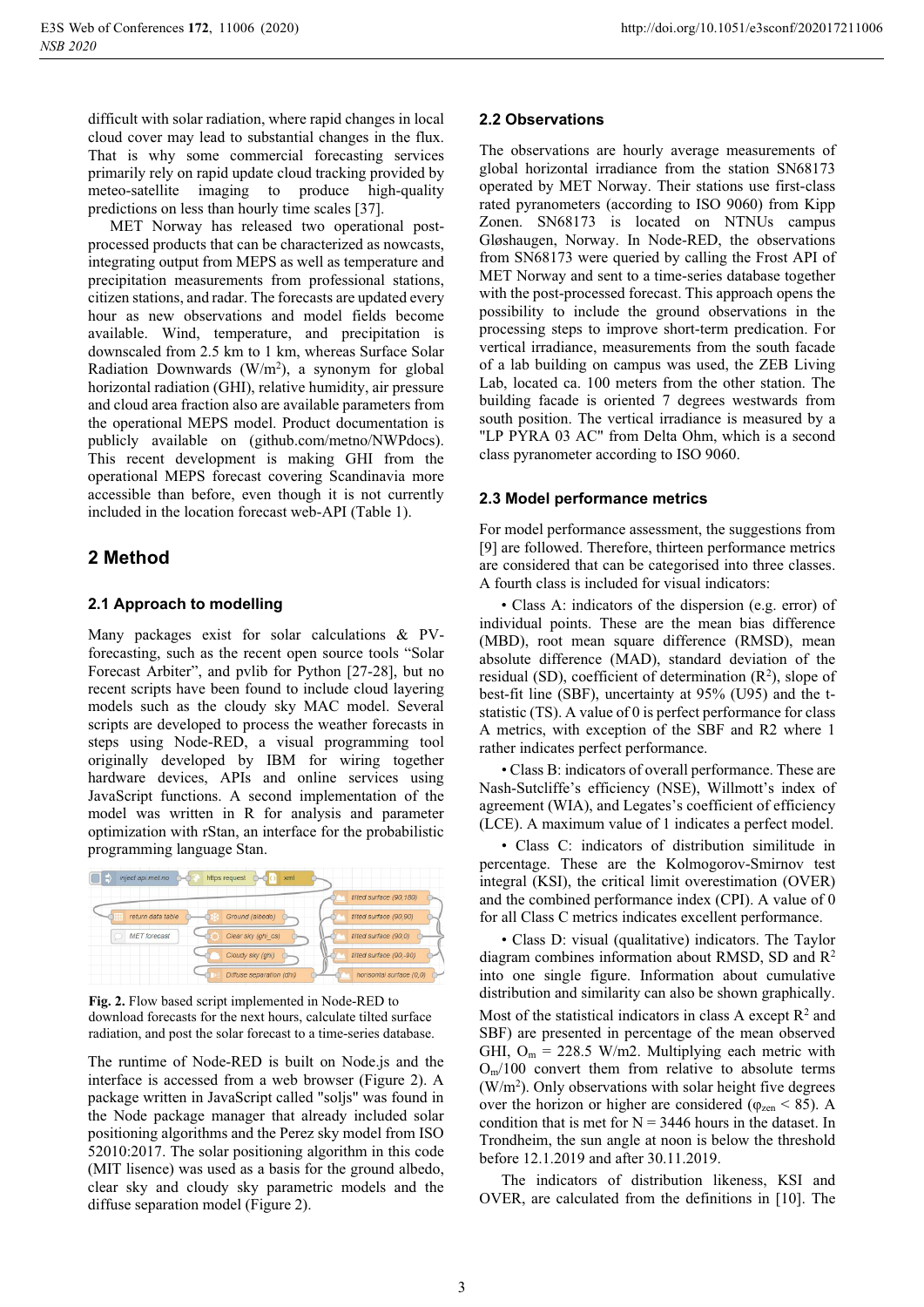difficult with solar radiation, where rapid changes in local cloud cover may lead to substantial changes in the flux. That is why some commercial forecasting services primarily rely on rapid update cloud tracking provided by meteo-satellite imaging to produce high-quality predictions on less than hourly time scales [37].

MET Norway has released two operational post-processed products that can be characterized as nowcasts, integrating output from MEPS as well as temperature and precipitation measurements from professional stations, citizen stations, and radar. The forecasts are updated every hour as new observations and model fields become available. Wind, temperature, and precipitation is downscaled from 2.5 km to 1 km, whereas Surface Solar Radiation Downwards (W/m$^2$), a synonym for global horizontal radiation (GHI), relative humidity, air pressure and cloud area fraction also are available parameters from the operational MEPS model. Product documentation is publicly available on (github.com/metno/NWPdocs). This recent development is making GHI from the operational MEPS forecast covering Scandinavia more accessible than before, even though it is not currently included in the location forecast web-API (Table 1).

## 2 Method

### 2.1 Approach to modelling

Many packages exist for solar calculations & PV-forecasting, such as the recent open source tools "Solar Forecast Arbiter", and pvlib for Python [27-28], but no recent scripts have been found to include cloud layering models such as the cloudy sky MAC model. Several scripts are developed to process the weather forecasts in steps using Node-RED, a visual programming tool originally developed by IBM for wiring together hardware devices, APIs and online services using JavaScript functions. A second implementation of the model was written in R for analysis and parameter optimization with rStan, an interface for the probabilistic programming language Stan.

**Fig. 2.** Flow based script implemented in Node-RED to download forecasts for the next hours, calculate tilted surface radiation, and post the solar forecast to a time-series database.

The runtime of Node-RED is built on Node.js and the interface is accessed from a web browser (Figure 2). A package written in JavaScript called "soljs" was found in the Node package manager that already included solar positioning algorithms and the Perez sky model from ISO 52010:2017. The solar positioning algorithm in this code (MIT lisence) was used as a basis for the ground albedo, clear sky and cloudy sky parametric models and the diffuse separation model (Figure 2).

### 2.2 Observations

The observations are hourly average measurements of global horizontal irradiance from the station SN68173 operated by MET Norway. Their stations use first-class rated pyranometers (according to ISO 9060) from Kipp Zonen. SN68173 is located on NTNUs campus Gløshaugen, Norway. In Node-RED, the observations from SN68173 were queried by calling the Frost API of MET Norway and sent to a time-series database together with the post-processed forecast. This approach opens the possibility to include the ground observations in the processing steps to improve short-term predication. For vertical irradiance, measurements from the south facade of a lab building on campus was used, the ZEB Living Lab, located ca. 100 meters from the other station. The building facade is oriented 7 degrees westwards from south position. The vertical irradiance is measured by a "LP PYRA 03 AC" from Delta Ohm, which is a second class pyranometer according to ISO 9060.

### 2.3 Model performance metrics

For model performance assessment, the suggestions from [9] are followed. Therefore, thirteen performance metrics are considered that can be categorised into three classes. A fourth class is included for visual indicators:

• Class A: indicators of the dispersion (e.g. error) of individual points. These are the mean bias difference (MBD), root mean square difference (RMSD), mean absolute difference (MAD), standard deviation of the residual (SD), coefficient of determination ($R^2$), slope of best-fit line (SBF), uncertainty at 95% (U95) and the t-statistic (TS). A value of 0 is perfect performance for class A metrics, with exception of the SBF and R2 where 1 rather indicates perfect performance.

• Class B: indicators of overall performance. These are Nash-Sutcliffe's efficiency (NSE), Willmott's index of agreement (WIA), and Legates's coefficient of efficiency (LCE). A maximum value of 1 indicates a perfect model.

• Class C: indicators of distribution similitude in percentage. These are the Kolmogorov-Smirnov test integral (KSI), the critical limit overestimation (OVER) and the combined performance index (CPI). A value of 0 for all Class C metrics indicates excellent performance.

• Class D: visual (qualitative) indicators. The Taylor diagram combines information about RMSD, SD and $R^2$ into one single figure. Information about cumulative distribution and similarity can also be shown graphically.

Most of the statistical indicators in class A except $R^2$ and SBF) are presented in percentage of the mean observed GHI, $O_m$ = 228.5 W/m2. Multiplying each metric with $O_m$/100 convert them from relative to absolute terms (W/m$^2$). Only observations with solar height five degrees over the horizon or higher are considered ($\varphi_{zen}$ < 85). A condition that is met for N = 3446 hours in the dataset. In Trondheim, the sun angle at noon is below the threshold before 12.1.2019 and after 30.11.2019.

The indicators of distribution likeness, KSI and OVER, are calculated from the definitions in [10]. The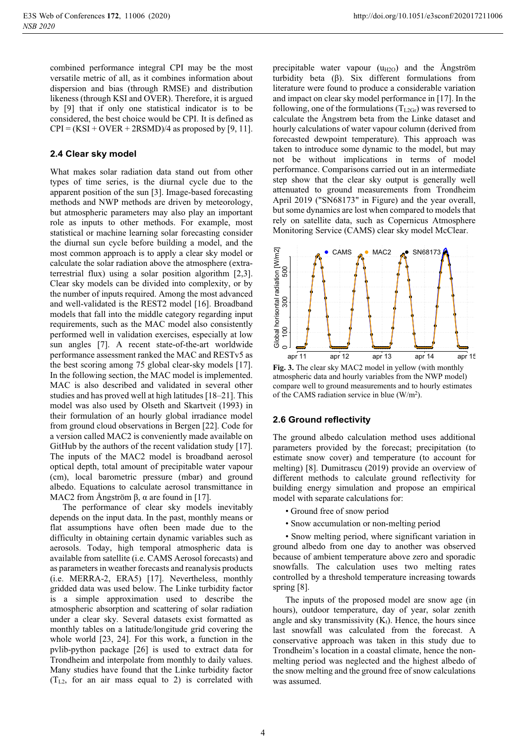combined performance integral CPI may be the most versatile metric of all, as it combines information about dispersion and bias (through RMSE) and distribution likeness (through KSI and OVER). Therefore, it is argued by [9] that if only one statistical indicator is to be considered, the best choice would be CPI. It is defined as CPI = (KSI + OVER + 2RSMD)/4 as proposed by [9, 11].

## 2.4 Clear sky model

What makes solar radiation data stand out from other types of time series, is the diurnal cycle due to the apparent position of the sun [3]. Image-based forecasting methods and NWP methods are driven by meteorology, but atmospheric parameters may also play an important role as inputs to other methods. For example, most statistical or machine learning solar forecasting consider the diurnal sun cycle before building a model, and the most common approach is to apply a clear sky model or calculate the solar radiation above the atmosphere (extra-terrestrial flux) using a solar position algorithm [2,3]. Clear sky models can be divided into complexity, or by the number of inputs required. Among the most advanced and well-validated is the REST2 model [16]. Broadband models that fall into the middle category regarding input requirements, such as the MAC model also consistently performed well in validation exercises, especially at low sun angles [7]. A recent state-of-the-art worldwide performance assessment ranked the MAC and RESTv5 as the best scoring among 75 global clear-sky models [17]. In the following section, the MAC model is implemented. MAC is also described and validated in several other studies and has proved well at high latitudes [18–21]. This model was also used by Olseth and Skartveit (1993) in their formulation of an hourly global irradiance model from ground cloud observations in Bergen [22]. Code for a version called MAC2 is conveniently made available on GitHub by the authors of the recent validation study [17]. The inputs of the MAC2 model is broadband aerosol optical depth, total amount of precipitable water vapour (cm), local barometric pressure (mbar) and ground albedo. Equations to calculate aerosol transmittance in MAC2 from Ångström β, α are found in [17].

The performance of clear sky models inevitably depends on the input data. In the past, monthly means or flat assumptions have often been made due to the difficulty in obtaining certain dynamic variables such as aerosols. Today, high temporal atmospheric data is available from satellite (i.e. CAMS Aerosol forecasts) and as parameters in weather forecasts and reanalysis products (i.e. MERRA-2, ERA5) [17]. Nevertheless, monthly gridded data was used below. The Linke turbidity factor is a simple approximation used to describe the atmospheric absorption and scattering of solar radiation under a clear sky. Several datasets exist formatted as monthly tables on a latitude/longitude grid covering the whole world [23, 24]. For this work, a function in the pvlib-python package [26] is used to extract data for Trondheim and interpolate from monthly to daily values. Many studies have found that the Linke turbidity factor ($T_{L2}$, for an air mass equal to 2) is correlated with precipitable water vapour ($u_{H2O}$) and the Ångström turbidity beta (β). Six different formulations from literature were found to produce a considerable variation and impact on clear sky model performance in [17]. In the following, one of the formulations ($T_{L2Gr}$) was reversed to calculate the Ångstrøm beta from the Linke dataset and hourly calculations of water vapour column (derived from forecasted dewpoint temperature). This approach was taken to introduce some dynamic to the model, but may not be without implications in terms of model performance. Comparisons carried out in an intermediate step show that the clear sky output is generally well attenuated to ground measurements from Trondheim April 2019 ("SN68173" in Figure) and the year overall, but some dynamics are lost when compared to models that rely on satellite data, such as Copernicus Atmosphere Monitoring Service (CAMS) clear sky model McClear.

**Fig. 3.** The clear sky MAC2 model in yellow (with monthly atmospheric data and hourly variables from the NWP model) compare well to ground measurements and to hourly estimates of the CAMS radiation service in blue (W/m²).

## 2.6 Ground reflectivity

The ground albedo calculation method uses additional parameters provided by the forecast; precipitation (to estimate snow cover) and temperature (to account for melting) [8]. Dumitrascu (2019) provide an overview of different methods to calculate ground reflectivity for building energy simulation and propose an empirical model with separate calculations for:

- Ground free of snow period
- Snow accumulation or non-melting period
- Snow melting period, where significant variation in ground albedo from one day to another was observed because of ambient temperature above zero and sporadic snowfalls. The calculation uses two melting rates controlled by a threshold temperature increasing towards spring [8].

The inputs of the proposed model are snow age (in hours), outdoor temperature, day of year, solar zenith angle and sky transmissivity ($K_t$). Hence, the hours since last snowfall was calculated from the forecast. A conservative approach was taken in this study due to Trondheim's location in a coastal climate, hence the non-melting period was neglected and the highest albedo of the snow melting and the ground free of snow calculations was assumed.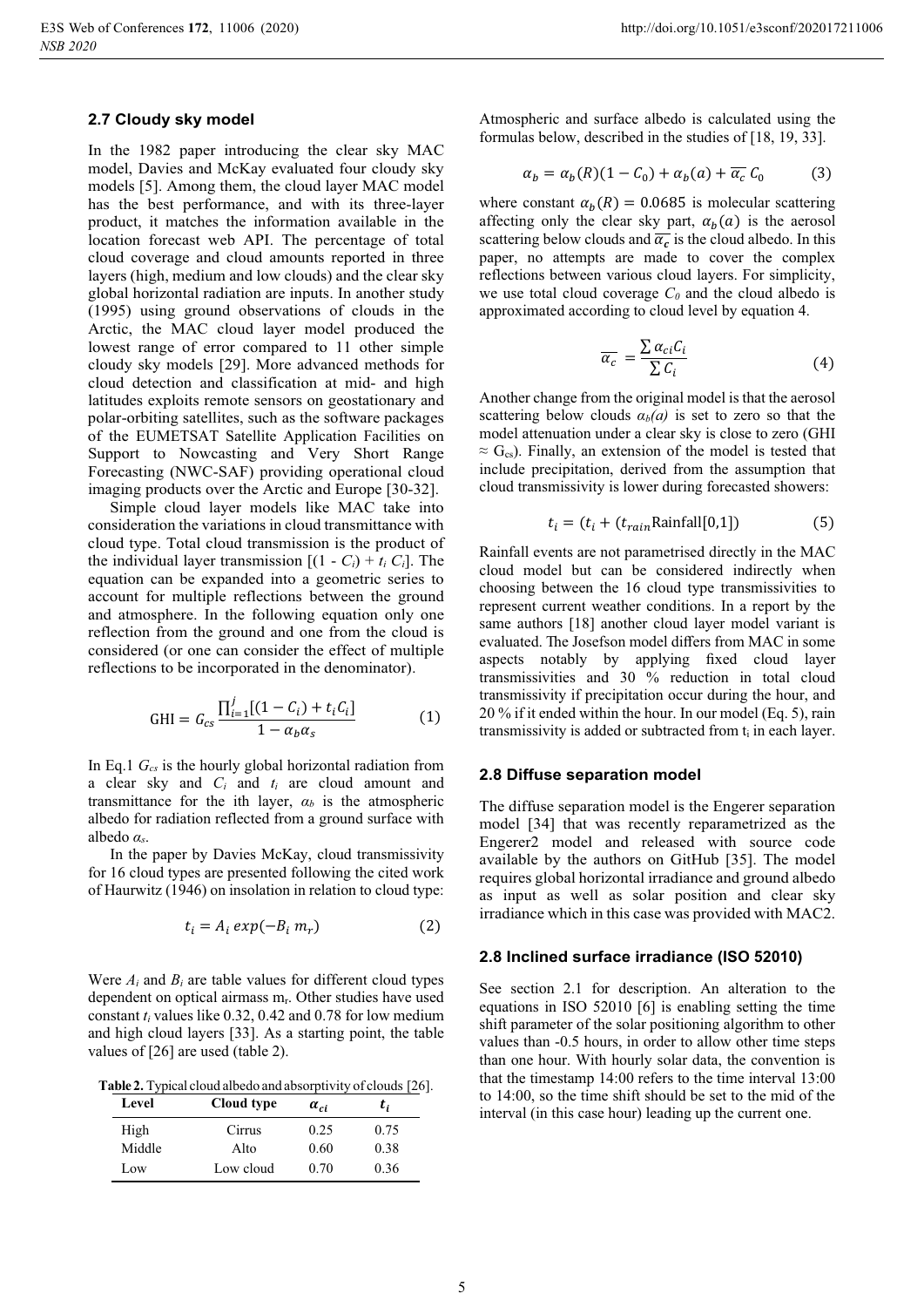## 2.7 Cloudy sky model

In the 1982 paper introducing the clear sky MAC model, Davies and McKay evaluated four cloudy sky models [5]. Among them, the cloud layer MAC model has the best performance, and with its three-layer product, it matches the information available in the location forecast web API. The percentage of total cloud coverage and cloud amounts reported in three layers (high, medium and low clouds) and the clear sky global horizontal radiation are inputs. In another study (1995) using ground observations of clouds in the Arctic, the MAC cloud layer model produced the lowest range of error compared to 11 other simple cloudy sky models [29]. More advanced methods for cloud detection and classification at mid- and high latitudes exploits remote sensors on geostationary and polar-orbiting satellites, such as the software packages of the EUMETSAT Satellite Application Facilities on Support to Nowcasting and Very Short Range Forecasting (NWC-SAF) providing operational cloud imaging products over the Arctic and Europe [30-32].

Simple cloud layer models like MAC take into consideration the variations in cloud transmittance with cloud type. Total cloud transmission is the product of the individual layer transmission $[(1 - C_i) + t_i C_i]$. The equation can be expanded into a geometric series to account for multiple reflections between the ground and atmosphere. In the following equation only one reflection from the ground and one from the cloud is considered (or one can consider the effect of multiple reflections to be incorporated in the denominator).

$$\mathrm{GHI} = G_{cs} \frac{\prod_{i=1}^{j} [(1 - C_i) + t_i C_i]}{1 - \alpha_b \alpha_s} \qquad (1)$$

In Eq.1 $G_{cs}$ is the hourly global horizontal radiation from a clear sky and $C_i$ and $t_i$ are cloud amount and transmittance for the ith layer, $\alpha_b$ is the atmospheric albedo for radiation reflected from a ground surface with albedo $\alpha_s$.

In the paper by Davies McKay, cloud transmissivity for 16 cloud types are presented following the cited work of Haurwitz (1946) on insolation in relation to cloud type:

$$t_i = A_i \exp(-B_i \, m_r) \qquad (2)$$

Were $A_i$ and $B_i$ are table values for different cloud types dependent on optical airmass $m_r$. Other studies have used constant $t_i$ values like 0.32, 0.42 and 0.78 for low medium and high cloud layers [33]. As a starting point, the table values of [26] are used (table 2).

**Table 2.** Typical cloud albedo and absorptivity of clouds [26].

| Level | Cloud type | $\alpha_{ci}$ | $t_i$ |
|---|---|---|---|
| High | Cirrus | 0.25 | 0.75 |
| Middle | Alto | 0.60 | 0.38 |
| Low | Low cloud | 0.70 | 0.36 |

Atmospheric and surface albedo is calculated using the formulas below, described in the studies of [18, 19, 33].

$$\alpha_b = \alpha_b(R)(1 - C_0) + \alpha_b(a) + \overline{\alpha_c}\, C_0 \qquad (3)$$

where constant $\alpha_b(R) = 0.0685$ is molecular scattering affecting only the clear sky part, $\alpha_b(a)$ is the aerosol scattering below clouds and $\overline{\alpha_c}$ is the cloud albedo. In this paper, no attempts are made to cover the complex reflections between various cloud layers. For simplicity, we use total cloud coverage $C_0$ and the cloud albedo is approximated according to cloud level by equation 4.

$$\overline{\alpha_c} = \frac{\sum \alpha_{ci} C_i}{\sum C_i} \qquad (4)$$

Another change from the original model is that the aerosol scattering below clouds $\alpha_b(a)$ is set to zero so that the model attenuation under a clear sky is close to zero (GHI $\approx G_{cs}$). Finally, an extension of the model is tested that include precipitation, derived from the assumption that cloud transmissivity is lower during forecasted showers:

$$t_i = (t_i + (t_{rain} \mathrm{Rainfall}[0,1]) \qquad (5)$$

Rainfall events are not parametrised directly in the MAC cloud model but can be considered indirectly when choosing between the 16 cloud type transmissivities to represent current weather conditions. In a report by the same authors [18] another cloud layer model variant is evaluated. The Josefson model differs from MAC in some aspects notably by applying fixed cloud layer transmissivities and 30 % reduction in total cloud transmissivity if precipitation occur during the hour, and 20 % if it ended within the hour. In our model (Eq. 5), rain transmissivity is added or subtracted from $t_i$ in each layer.

## 2.8 Diffuse separation model

The diffuse separation model is the Engerer separation model [34] that was recently reparametrized as the Engerer2 model and released with source code available by the authors on GitHub [35]. The model requires global horizontal irradiance and ground albedo as input as well as solar position and clear sky irradiance which in this case was provided with MAC2.

## 2.8 Inclined surface irradiance (ISO 52010)

See section 2.1 for description. An alteration to the equations in ISO 52010 [6] is enabling setting the time shift parameter of the solar positioning algorithm to other values than -0.5 hours, in order to allow other time steps than one hour. With hourly solar data, the convention is that the timestamp 14:00 refers to the time interval 13:00 to 14:00, so the time shift should be set to the mid of the interval (in this case hour) leading up the current one.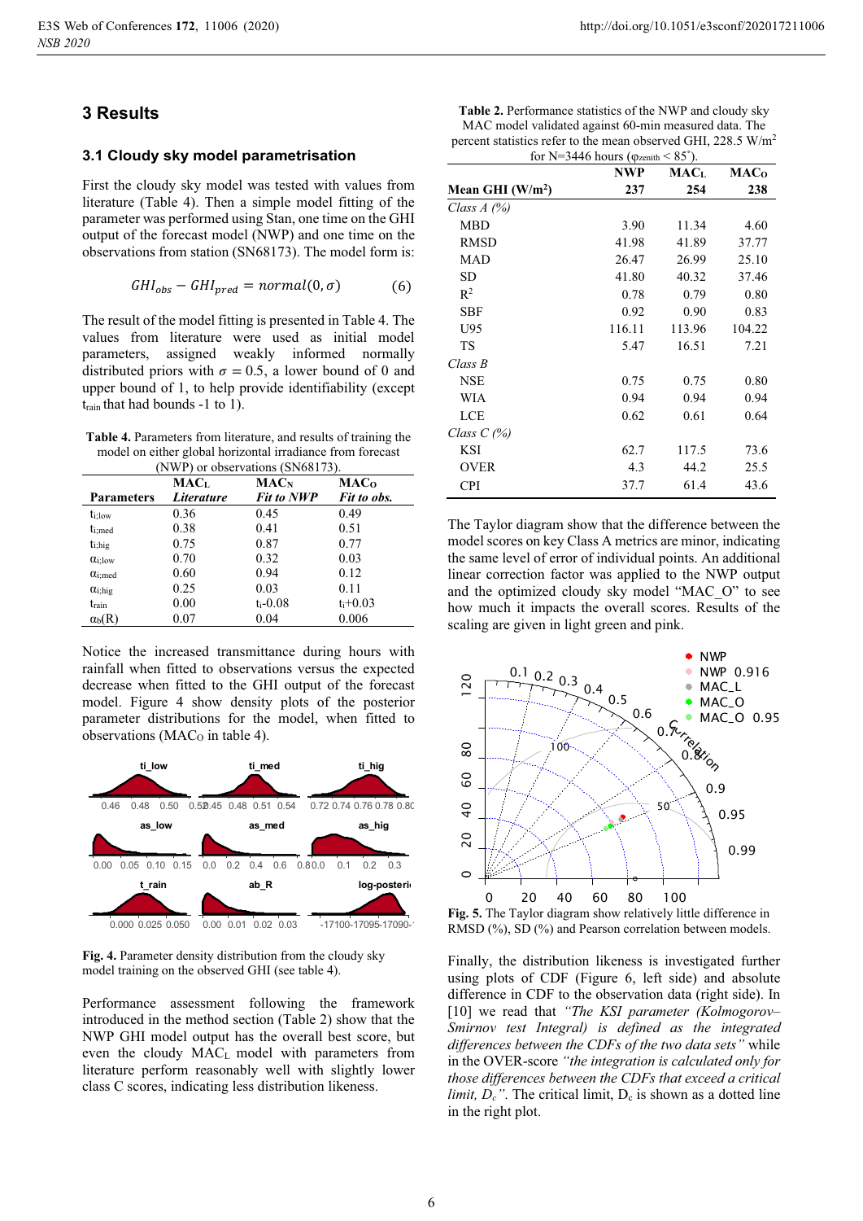## 3 Results

### 3.1 Cloudy sky model parametrisation

First the cloudy sky model was tested with values from literature (Table 4). Then a simple model fitting of the parameter was performed using Stan, one time on the GHI output of the forecast model (NWP) and one time on the observations from station (SN68173). The model form is:

$$GHI_{obs} - GHI_{pred} = normal(0, \sigma) \quad (6)$$

The result of the model fitting is presented in Table 4. The values from literature were used as initial model parameters, assigned weakly informed normally distributed priors with $\sigma = 0.5$, a lower bound of 0 and upper bound of 1, to help provide identifiability (except $t_{rain}$ that had bounds -1 to 1).

**Table 4.** Parameters from literature, and results of training the model on either global horizontal irradiance from forecast (NWP) or observations (SN68173).

| Parameters | $MAC_L$ *Literature* | $MAC_N$ *Fit to NWP* | $MAC_O$ *Fit to obs.* |
|---|---|---|---|
| $t_{i;low}$ | 0.36 | 0.45 | 0.49 |
| $t_{i;med}$ | 0.38 | 0.41 | 0.51 |
| $t_{i;hig}$ | 0.75 | 0.87 | 0.77 |
| $\alpha_{i;low}$ | 0.70 | 0.32 | 0.03 |
| $\alpha_{i;med}$ | 0.60 | 0.94 | 0.12 |
| $\alpha_{i;hig}$ | 0.25 | 0.03 | 0.11 |
| $t_{rain}$ | 0.00 | $t_i$-0.08 | $t_i$+0.03 |
| $\alpha_b(R)$ | 0.07 | 0.04 | 0.006 |

Notice the increased transmittance during hours with rainfall when fitted to observations versus the expected decrease when fitted to the GHI output of the forecast model. Figure 4 show density plots of the posterior parameter distributions for the model, when fitted to observations ($MAC_O$ in table 4).

**Fig. 4.** Parameter density distribution from the cloudy sky model training on the observed GHI (see table 4).

Performance assessment following the framework introduced in the method section (Table 2) show that the NWP GHI model output has the overall best score, but even the cloudy $MAC_L$ model with parameters from literature perform reasonably well with slightly lower class C scores, indicating less distribution likeness.

**Table 2.** Performance statistics of the NWP and cloudy sky MAC model validated against 60-min measured data. The percent statistics refer to the mean observed GHI, 228.5 W/m² for N=3446 hours ($\varphi_{zenith} < 85°$).

| | NWP | $MAC_L$ | $MAC_O$ |
|---|---|---|---|
| **Mean GHI (W/m²)** | **237** | **254** | **238** |
| *Class A (%)* | | | |
| MBD | 3.90 | 11.34 | 4.60 |
| RMSD | 41.98 | 41.89 | 37.77 |
| MAD | 26.47 | 26.99 | 25.10 |
| SD | 41.80 | 40.32 | 37.46 |
| $R^2$ | 0.78 | 0.79 | 0.80 |
| SBF | 0.92 | 0.90 | 0.83 |
| U95 | 116.11 | 113.96 | 104.22 |
| TS | 5.47 | 16.51 | 7.21 |
| *Class B* | | | |
| NSE | 0.75 | 0.75 | 0.80 |
| WIA | 0.94 | 0.94 | 0.94 |
| LCE | 0.62 | 0.61 | 0.64 |
| *Class C (%)* | | | |
| KSI | 62.7 | 117.5 | 73.6 |
| OVER | 4.3 | 44.2 | 25.5 |
| CPI | 37.7 | 61.4 | 43.6 |

The Taylor diagram show that the difference between the model scores on key Class A metrics are minor, indicating the same level of error of individual points. An additional linear correction factor was applied to the NWP output and the optimized cloudy sky model "MAC_O" to see how much it impacts the overall scores. Results of the scaling are given in light green and pink.

**Fig. 5.** The Taylor diagram show relatively little difference in RMSD (%), SD (%) and Pearson correlation between models.

Finally, the distribution likeness is investigated further using plots of CDF (Figure 6, left side) and absolute difference in CDF to the observation data (right side). In [10] we read that *"The KSI parameter (Kolmogorov–Smirnov test Integral) is defined as the integrated differences between the CDFs of the two data sets"* while in the OVER-score *"the integration is calculated only for those differences between the CDFs that exceed a critical limit, $D_c$"*. The critical limit, $D_c$ is shown as a dotted line in the right plot.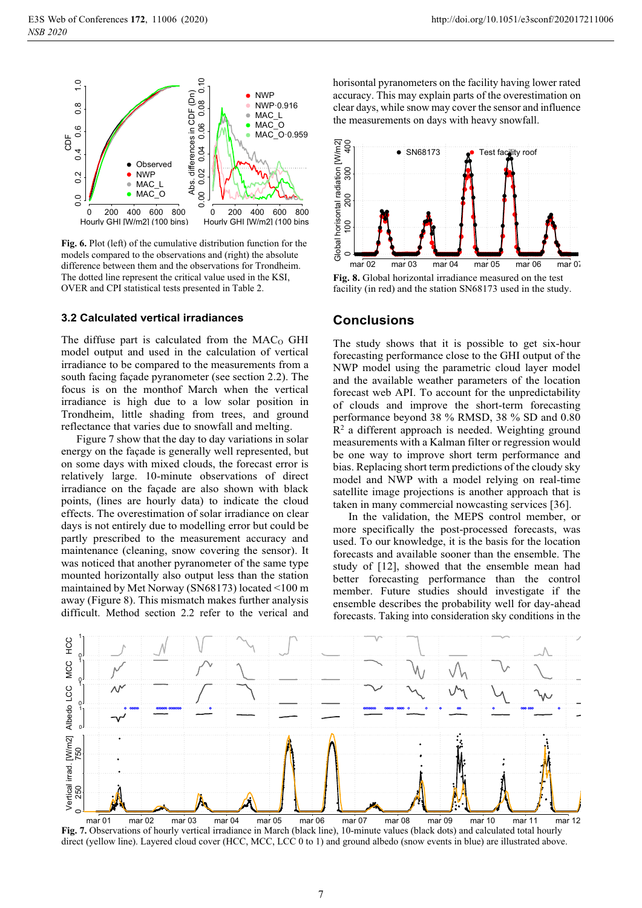Fig. 6. Plot (left) of the cumulative distribution function for the models compared to the observations and (right) the absolute difference between them and the observations for Trondheim. The dotted line represent the critical value used in the KSI, OVER and CPI statistical tests presented in Table 2.

### 3.2 Calculated vertical irradiances

The diffuse part is calculated from the $MAC_O$ GHI model output and used in the calculation of vertical irradiance to be compared to the measurements from a south facing façade pyranometer (see section 2.2). The focus is on the monthof March when the vertical irradiance is high due to a low solar position in Trondheim, little shading from trees, and ground reflectance that varies due to snowfall and melting.

Figure 7 show that the day to day variations in solar energy on the façade is generally well represented, but on some days with mixed clouds, the forecast error is relatively large. 10-minute observations of direct irradiance on the façade are also shown with black points, (lines are hourly data) to indicate the cloud effects. The overestimation of solar irradiance on clear days is not entirely due to modelling error but could be partly prescribed to the measurement accuracy and maintenance (cleaning, snow covering the sensor). It was noticed that another pyranometer of the same type mounted horizontally also output less than the station maintained by Met Norway (SN68173) located <100 m away (Figure 8). This mismatch makes further analysis difficult. Method section 2.2 refer to the verical and horisontal pyranometers on the facility having lower rated accuracy. This may explain parts of the overestimation on clear days, while snow may cover the sensor and influence the measurements on days with heavy snowfall.

Fig. 8. Global horizontal irradiance measured on the test facility (in red) and the station SN68173 used in the study.

## Conclusions

The study shows that it is possible to get six-hour forecasting performance close to the GHI output of the NWP model using the parametric cloud layer model and the available weather parameters of the location forecast web API. To account for the unpredictability of clouds and improve the short-term forecasting performance beyond 38 % RMSD, 38 % SD and 0.80 $R^2$ a different approach is needed. Weighting ground measurements with a Kalman filter or regression would be one way to improve short term performance and bias. Replacing short term predictions of the cloudy sky model and NWP with a model relying on real-time satellite image projections is another approach that is taken in many commercial nowcasting services [36].

In the validation, the MEPS control member, or more specifically the post-processed forecasts, was used. To our knowledge, it is the basis for the location forecasts and available sooner than the ensemble. The study of [12], showed that the ensemble mean had better forecasting performance than the control member. Future studies should investigate if the ensemble describes the probability well for day-ahead forecasts. Taking into consideration sky conditions in the

Fig. 7. Observations of hourly vertical irradiance in March (black line), 10-minute values (black dots) and calculated total hourly direct (yellow line). Layered cloud cover (HCC, MCC, LCC 0 to 1) and ground albedo (snow events in blue) are illustrated above.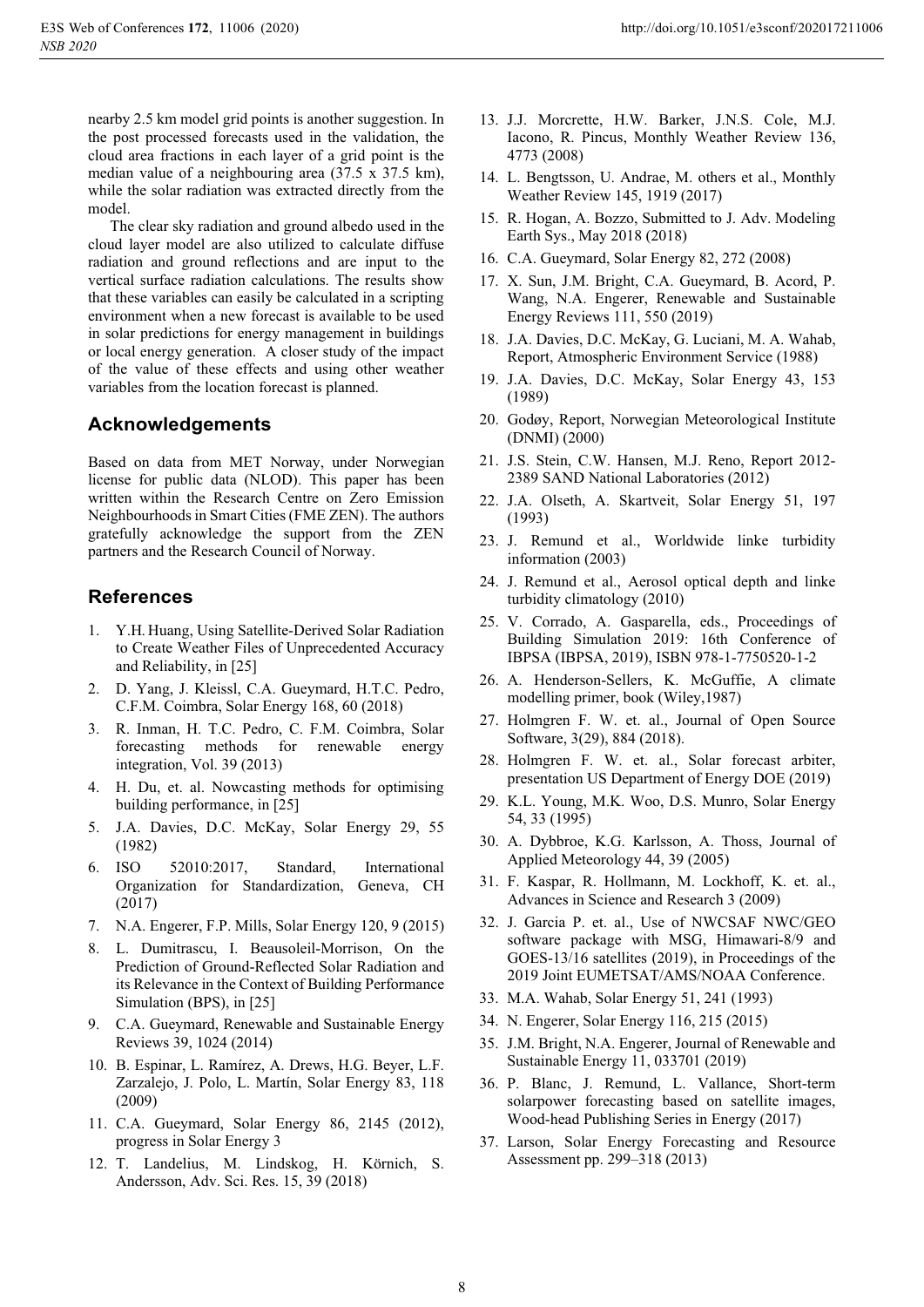nearby 2.5 km model grid points is another suggestion. In the post processed forecasts used in the validation, the cloud area fractions in each layer of a grid point is the median value of a neighbouring area (37.5 x 37.5 km), while the solar radiation was extracted directly from the model.

The clear sky radiation and ground albedo used in the cloud layer model are also utilized to calculate diffuse radiation and ground reflections and are input to the vertical surface radiation calculations. The results show that these variables can easily be calculated in a scripting environment when a new forecast is available to be used in solar predictions for energy management in buildings or local energy generation. A closer study of the impact of the value of these effects and using other weather variables from the location forecast is planned.

## Acknowledgements

Based on data from MET Norway, under Norwegian license for public data (NLOD). This paper has been written within the Research Centre on Zero Emission Neighbourhoods in Smart Cities (FME ZEN). The authors gratefully acknowledge the support from the ZEN partners and the Research Council of Norway.

## References

1. Y.H. Huang, Using Satellite-Derived Solar Radiation to Create Weather Files of Unprecedented Accuracy and Reliability, in [25]
2. D. Yang, J. Kleissl, C.A. Gueymard, H.T.C. Pedro, C.F.M. Coimbra, Solar Energy 168, 60 (2018)
3. R. Inman, H. T.C. Pedro, C. F.M. Coimbra, Solar forecasting methods for renewable energy integration, Vol. 39 (2013)
4. H. Du, et. al. Nowcasting methods for optimising building performance, in [25]
5. J.A. Davies, D.C. McKay, Solar Energy 29, 55 (1982)
6. ISO 52010:2017, Standard, International Organization for Standardization, Geneva, CH (2017)
7. N.A. Engerer, F.P. Mills, Solar Energy 120, 9 (2015)
8. L. Dumitrascu, I. Beausoleil-Morrison, On the Prediction of Ground-Reflected Solar Radiation and its Relevance in the Context of Building Performance Simulation (BPS), in [25]
9. C.A. Gueymard, Renewable and Sustainable Energy Reviews 39, 1024 (2014)
10. B. Espinar, L. Ramírez, A. Drews, H.G. Beyer, L.F. Zarzalejo, J. Polo, L. Martín, Solar Energy 83, 118 (2009)
11. C.A. Gueymard, Solar Energy 86, 2145 (2012), progress in Solar Energy 3
12. T. Landelius, M. Lindskog, H. Körnich, S. Andersson, Adv. Sci. Res. 15, 39 (2018)
13. J.J. Morcrette, H.W. Barker, J.N.S. Cole, M.J. Iacono, R. Pincus, Monthly Weather Review 136, 4773 (2008)
14. L. Bengtsson, U. Andrae, M. others et al., Monthly Weather Review 145, 1919 (2017)
15. R. Hogan, A. Bozzo, Submitted to J. Adv. Modeling Earth Sys., May 2018 (2018)
16. C.A. Gueymard, Solar Energy 82, 272 (2008)
17. X. Sun, J.M. Bright, C.A. Gueymard, B. Acord, P. Wang, N.A. Engerer, Renewable and Sustainable Energy Reviews 111, 550 (2019)
18. J.A. Davies, D.C. McKay, G. Luciani, M. A. Wahab, Report, Atmospheric Environment Service (1988)
19. J.A. Davies, D.C. McKay, Solar Energy 43, 153 (1989)
20. Godøy, Report, Norwegian Meteorological Institute (DNMI) (2000)
21. J.S. Stein, C.W. Hansen, M.J. Reno, Report 2012-2389 SAND National Laboratories (2012)
22. J.A. Olseth, A. Skartveit, Solar Energy 51, 197 (1993)
23. J. Remund et al., Worldwide linke turbidity information (2003)
24. J. Remund et al., Aerosol optical depth and linke turbidity climatology (2010)
25. V. Corrado, A. Gasparella, eds., Proceedings of Building Simulation 2019: 16th Conference of IBPSA (IBPSA, 2019), ISBN 978-1-7750520-1-2
26. A. Henderson-Sellers, K. McGuffie, A climate modelling primer, book (Wiley,1987)
27. Holmgren F. W. et. al., Journal of Open Source Software, 3(29), 884 (2018).
28. Holmgren F. W. et. al., Solar forecast arbiter, presentation US Department of Energy DOE (2019)
29. K.L. Young, M.K. Woo, D.S. Munro, Solar Energy 54, 33 (1995)
30. A. Dybbroe, K.G. Karlsson, A. Thoss, Journal of Applied Meteorology 44, 39 (2005)
31. F. Kaspar, R. Hollmann, M. Lockhoff, K. et. al., Advances in Science and Research 3 (2009)
32. J. Garcia P. et. al., Use of NWCSAF NWC/GEO software package with MSG, Himawari-8/9 and GOES-13/16 satellites (2019), in Proceedings of the 2019 Joint EUMETSAT/AMS/NOAA Conference.
33. M.A. Wahab, Solar Energy 51, 241 (1993)
34. N. Engerer, Solar Energy 116, 215 (2015)
35. J.M. Bright, N.A. Engerer, Journal of Renewable and Sustainable Energy 11, 033701 (2019)
36. P. Blanc, J. Remund, L. Vallance, Short-term solarpower forecasting based on satellite images, Wood-head Publishing Series in Energy (2017)
37. Larson, Solar Energy Forecasting and Resource Assessment pp. 299–318 (2013)